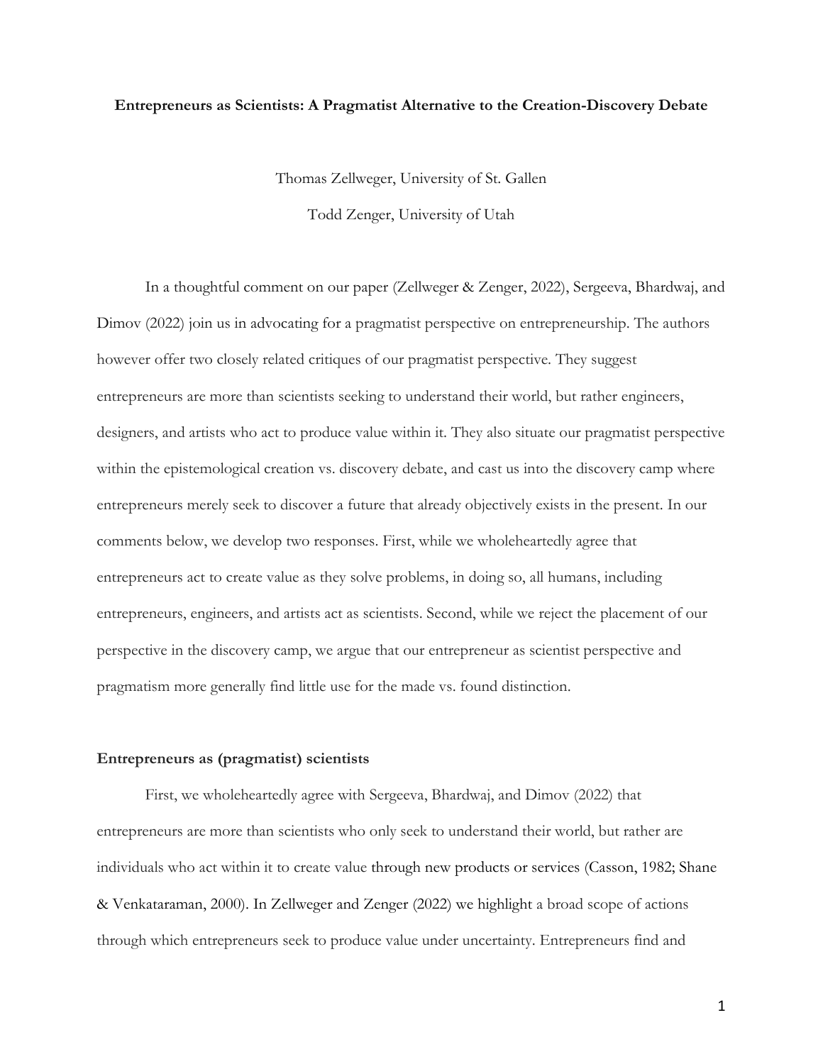# Entrepreneurs as Scientists: A Pragmatist Alternative to the Creation-Discovery Debate

Thomas Zellweger, University of St. Gallen

Todd Zenger, University of Utah

In a thoughtful comment on our paper (Zellweger & Zenger, 2022), Sergeeva, Bhardwaj, and Dimov (2022) join us in advocating for a pragmatist perspective on entrepreneurship. The authors however offer two closely related critiques of our pragmatist perspective. They suggest entrepreneurs are more than scientists seeking to understand their world, but rather engineers, designers, and artists who act to produce value within it. They also situate our pragmatist perspective within the epistemological creation vs. discovery debate, and cast us into the discovery camp where entrepreneurs merely seek to discover a future that already objectively exists in the present. In our comments below, we develop two responses. First, while we wholeheartedly agree that entrepreneurs act to create value as they solve problems, in doing so, all humans, including entrepreneurs, engineers, and artists act as scientists. Second, while we reject the placement of our perspective in the discovery camp, we argue that our entrepreneur as scientist perspective and pragmatism more generally find little use for the made vs. found distinction.

## Entrepreneurs as (pragmatist) scientists

First, we wholeheartedly agree with Sergeeva, Bhardwaj, and Dimov (2022) that entrepreneurs are more than scientists who only seek to understand their world, but rather are individuals who act within it to create value through new products or services (Casson, 1982; Shane & Venkataraman, 2000). In Zellweger and Zenger (2022) we highlight a broad scope of actions through which entrepreneurs seek to produce value under uncertainty. Entrepreneurs find and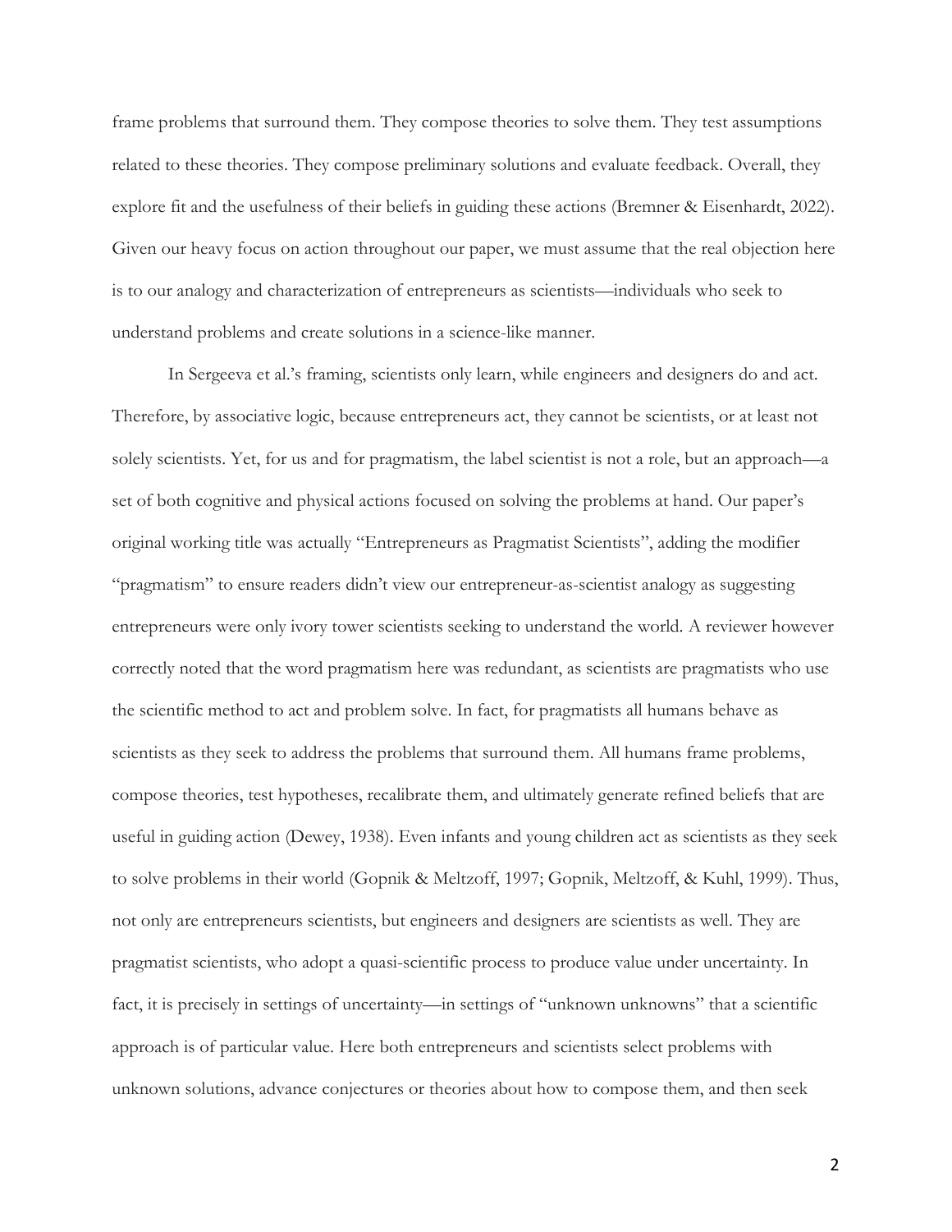frame problems that surround them. They compose theories to solve them. They test assumptions related to these theories. They compose preliminary solutions and evaluate feedback. Overall, they explore fit and the usefulness of their beliefs in guiding these actions (Bremner & Eisenhardt, 2022). Given our heavy focus on action throughout our paper, we must assume that the real objection here is to our analogy and characterization of entrepreneurs as scientists—individuals who seek to understand problems and create solutions in a science-like manner.

In Sergeeva et al.'s framing, scientists only learn, while engineers and designers do and act. Therefore, by associative logic, because entrepreneurs act, they cannot be scientists, or at least not solely scientists. Yet, for us and for pragmatism, the label scientist is not a role, but an approach—a set of both cognitive and physical actions focused on solving the problems at hand. Our paper's original working title was actually "Entrepreneurs as Pragmatist Scientists", adding the modifier "pragmatism" to ensure readers didn't view our entrepreneur-as-scientist analogy as suggesting entrepreneurs were only ivory tower scientists seeking to understand the world. A reviewer however correctly noted that the word pragmatism here was redundant, as scientists are pragmatists who use the scientific method to act and problem solve. In fact, for pragmatists all humans behave as scientists as they seek to address the problems that surround them. All humans frame problems, compose theories, test hypotheses, recalibrate them, and ultimately generate refined beliefs that are useful in guiding action (Dewey, 1938). Even infants and young children act as scientists as they seek to solve problems in their world (Gopnik & Meltzoff, 1997; Gopnik, Meltzoff, & Kuhl, 1999). Thus, not only are entrepreneurs scientists, but engineers and designers are scientists as well. They are pragmatist scientists, who adopt a quasi-scientific process to produce value under uncertainty. In fact, it is precisely in settings of uncertainty—in settings of "unknown unknowns" that a scientific approach is of particular value. Here both entrepreneurs and scientists select problems with unknown solutions, advance conjectures or theories about how to compose them, and then seek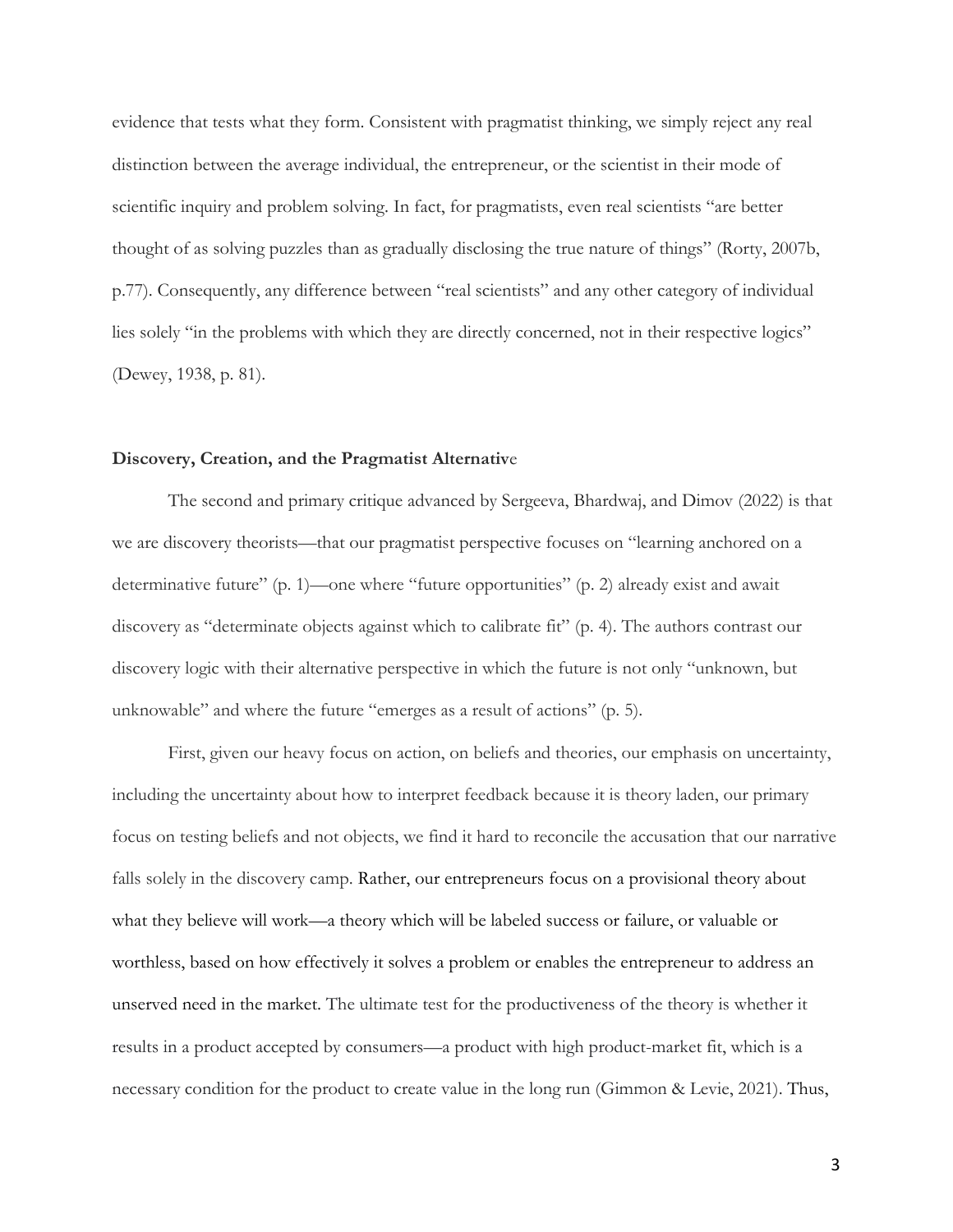evidence that tests what they form. Consistent with pragmatist thinking, we simply reject any real distinction between the average individual, the entrepreneur, or the scientist in their mode of scientific inquiry and problem solving. In fact, for pragmatists, even real scientists "are better thought of as solving puzzles than as gradually disclosing the true nature of things" (Rorty, 2007b, p.77). Consequently, any difference between "real scientists" and any other category of individual lies solely "in the problems with which they are directly concerned, not in their respective logics" (Dewey, 1938, p. 81).

**Discovery, Creation, and the Pragmatist Alternative**

The second and primary critique advanced by Sergeeva, Bhardwaj, and Dimov (2022) is that we are discovery theorists—that our pragmatist perspective focuses on "learning anchored on a determinative future" (p. 1)—one where "future opportunities" (p. 2) already exist and await discovery as "determinate objects against which to calibrate fit" (p. 4). The authors contrast our discovery logic with their alternative perspective in which the future is not only "unknown, but unknowable" and where the future "emerges as a result of actions" (p. 5).

First, given our heavy focus on action, on beliefs and theories, our emphasis on uncertainty, including the uncertainty about how to interpret feedback because it is theory laden, our primary focus on testing beliefs and not objects, we find it hard to reconcile the accusation that our narrative falls solely in the discovery camp. Rather, our entrepreneurs focus on a provisional theory about what they believe will work—a theory which will be labeled success or failure, or valuable or worthless, based on how effectively it solves a problem or enables the entrepreneur to address an unserved need in the market. The ultimate test for the productiveness of the theory is whether it results in a product accepted by consumers—a product with high product-market fit, which is a necessary condition for the product to create value in the long run (Gimmon & Levie, 2021). Thus,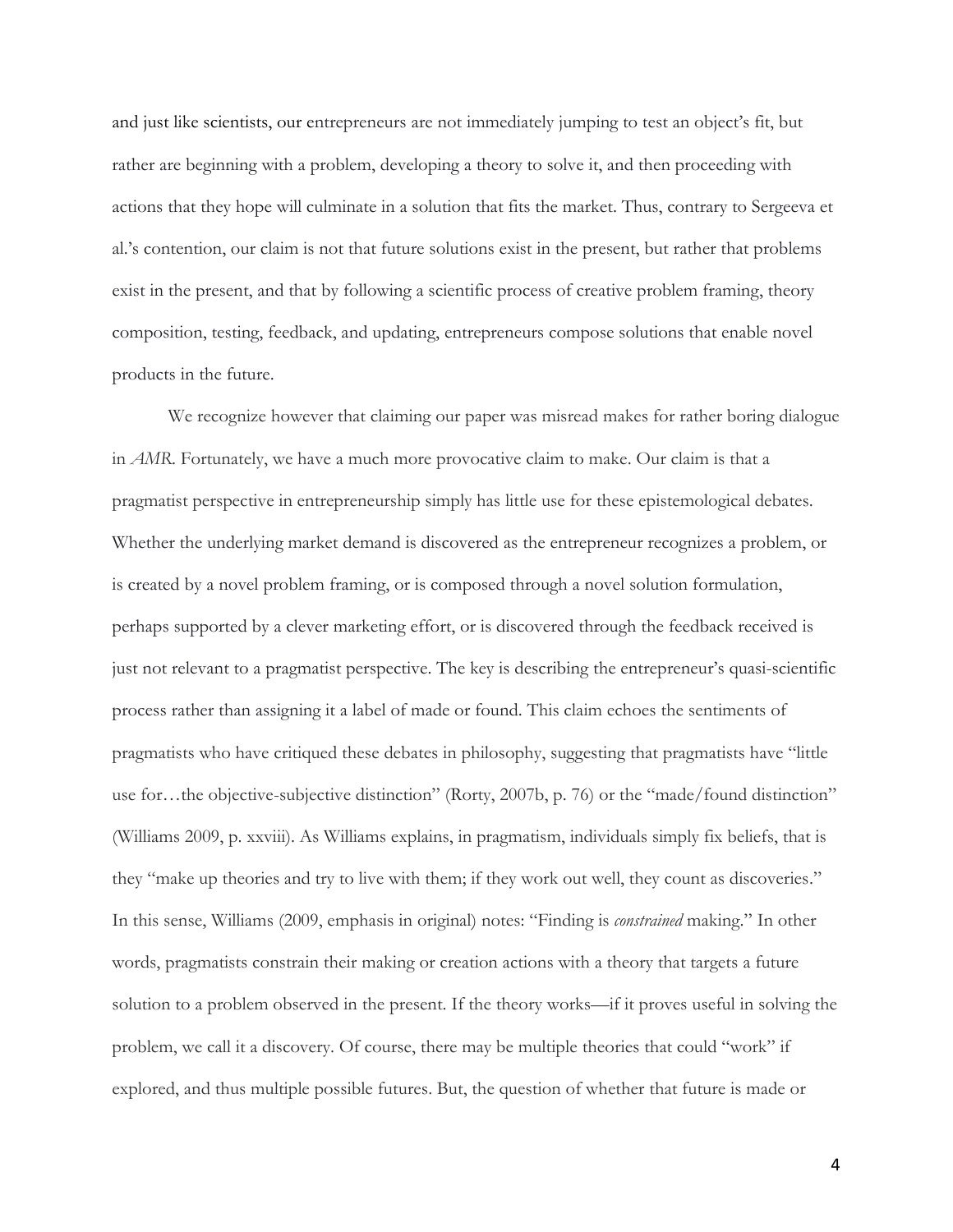and just like scientists, our entrepreneurs are not immediately jumping to test an object's fit, but rather are beginning with a problem, developing a theory to solve it, and then proceeding with actions that they hope will culminate in a solution that fits the market. Thus, contrary to Sergeeva et al.'s contention, our claim is not that future solutions exist in the present, but rather that problems exist in the present, and that by following a scientific process of creative problem framing, theory composition, testing, feedback, and updating, entrepreneurs compose solutions that enable novel products in the future.

We recognize however that claiming our paper was misread makes for rather boring dialogue in *AMR*. Fortunately, we have a much more provocative claim to make. Our claim is that a pragmatist perspective in entrepreneurship simply has little use for these epistemological debates. Whether the underlying market demand is discovered as the entrepreneur recognizes a problem, or is created by a novel problem framing, or is composed through a novel solution formulation, perhaps supported by a clever marketing effort, or is discovered through the feedback received is just not relevant to a pragmatist perspective. The key is describing the entrepreneur's quasi-scientific process rather than assigning it a label of made or found. This claim echoes the sentiments of pragmatists who have critiqued these debates in philosophy, suggesting that pragmatists have "little use for…the objective-subjective distinction" (Rorty, 2007b, p. 76) or the "made/found distinction" (Williams 2009, p. xxviii). As Williams explains, in pragmatism, individuals simply fix beliefs, that is they "make up theories and try to live with them; if they work out well, they count as discoveries." In this sense, Williams (2009, emphasis in original) notes: "Finding is *constrained* making." In other words, pragmatists constrain their making or creation actions with a theory that targets a future solution to a problem observed in the present. If the theory works—if it proves useful in solving the problem, we call it a discovery. Of course, there may be multiple theories that could "work" if explored, and thus multiple possible futures. But, the question of whether that future is made or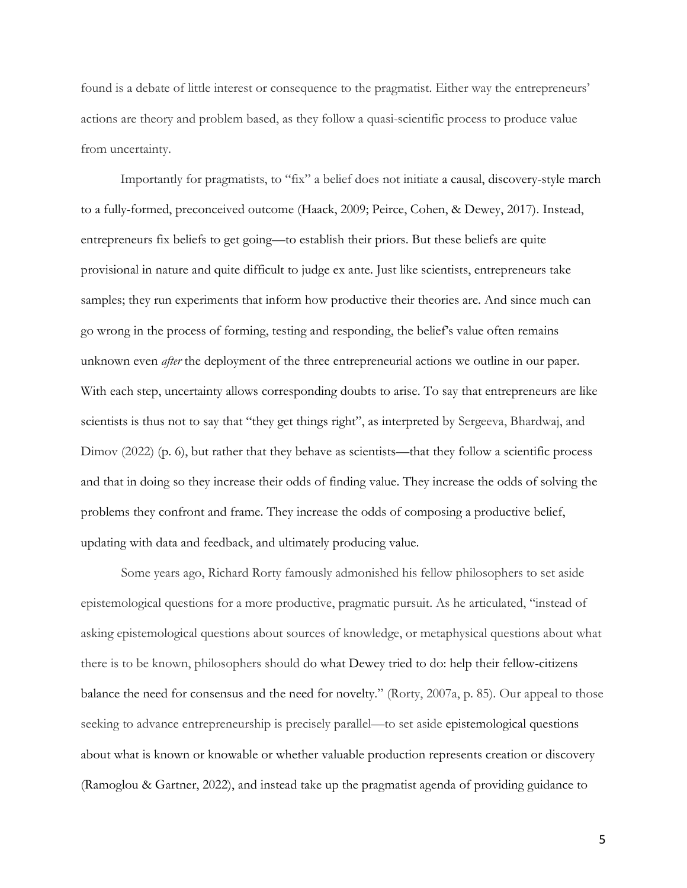found is a debate of little interest or consequence to the pragmatist. Either way the entrepreneurs' actions are theory and problem based, as they follow a quasi-scientific process to produce value from uncertainty.

Importantly for pragmatists, to "fix" a belief does not initiate a causal, discovery-style march to a fully-formed, preconceived outcome (Haack, 2009; Peirce, Cohen, & Dewey, 2017). Instead, entrepreneurs fix beliefs to get going—to establish their priors. But these beliefs are quite provisional in nature and quite difficult to judge ex ante. Just like scientists, entrepreneurs take samples; they run experiments that inform how productive their theories are. And since much can go wrong in the process of forming, testing and responding, the belief's value often remains unknown even *after* the deployment of the three entrepreneurial actions we outline in our paper. With each step, uncertainty allows corresponding doubts to arise. To say that entrepreneurs are like scientists is thus not to say that "they get things right", as interpreted by Sergeeva, Bhardwaj, and Dimov (2022) (p. 6), but rather that they behave as scientists—that they follow a scientific process and that in doing so they increase their odds of finding value. They increase the odds of solving the problems they confront and frame. They increase the odds of composing a productive belief, updating with data and feedback, and ultimately producing value.

Some years ago, Richard Rorty famously admonished his fellow philosophers to set aside epistemological questions for a more productive, pragmatic pursuit. As he articulated, "instead of asking epistemological questions about sources of knowledge, or metaphysical questions about what there is to be known, philosophers should do what Dewey tried to do: help their fellow-citizens balance the need for consensus and the need for novelty." (Rorty, 2007a, p. 85). Our appeal to those seeking to advance entrepreneurship is precisely parallel—to set aside epistemological questions about what is known or knowable or whether valuable production represents creation or discovery (Ramoglou & Gartner, 2022), and instead take up the pragmatist agenda of providing guidance to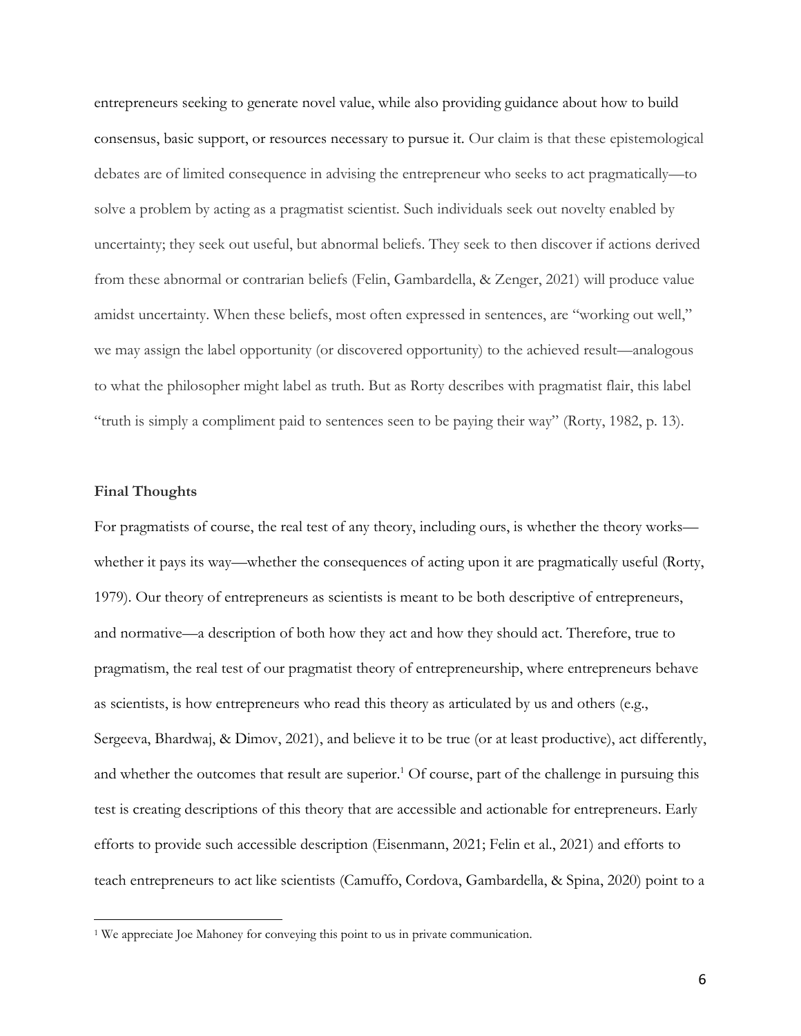entrepreneurs seeking to generate novel value, while also providing guidance about how to build consensus, basic support, or resources necessary to pursue it. Our claim is that these epistemological debates are of limited consequence in advising the entrepreneur who seeks to act pragmatically—to solve a problem by acting as a pragmatist scientist. Such individuals seek out novelty enabled by uncertainty; they seek out useful, but abnormal beliefs. They seek to then discover if actions derived from these abnormal or contrarian beliefs (Felin, Gambardella, & Zenger, 2021) will produce value amidst uncertainty. When these beliefs, most often expressed in sentences, are "working out well," we may assign the label opportunity (or discovered opportunity) to the achieved result—analogous to what the philosopher might label as truth. But as Rorty describes with pragmatist flair, this label "truth is simply a compliment paid to sentences seen to be paying their way" (Rorty, 1982, p. 13).

**Final Thoughts**

For pragmatists of course, the real test of any theory, including ours, is whether the theory works—whether it pays its way—whether the consequences of acting upon it are pragmatically useful (Rorty, 1979). Our theory of entrepreneurs as scientists is meant to be both descriptive of entrepreneurs, and normative—a description of both how they act and how they should act. Therefore, true to pragmatism, the real test of our pragmatist theory of entrepreneurship, where entrepreneurs behave as scientists, is how entrepreneurs who read this theory as articulated by us and others (e.g., Sergeeva, Bhardwaj, & Dimov, 2021), and believe it to be true (or at least productive), act differently, and whether the outcomes that result are superior.[1] Of course, part of the challenge in pursuing this test is creating descriptions of this theory that are accessible and actionable for entrepreneurs. Early efforts to provide such accessible description (Eisenmann, 2021; Felin et al., 2021) and efforts to teach entrepreneurs to act like scientists (Camuffo, Cordova, Gambardella, & Spina, 2020) point to a

[1] We appreciate Joe Mahoney for conveying this point to us in private communication.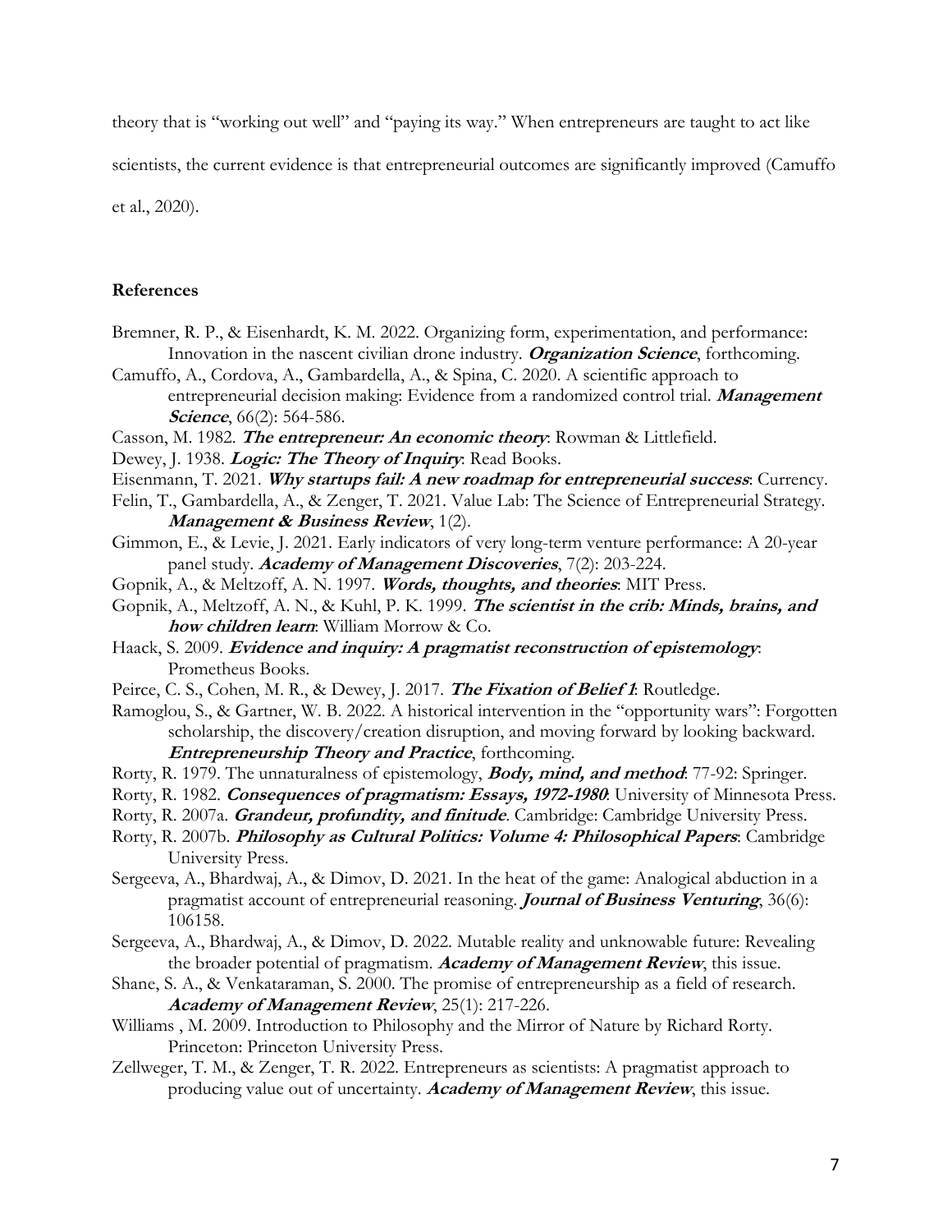theory that is "working out well" and "paying its way." When entrepreneurs are taught to act like scientists, the current evidence is that entrepreneurial outcomes are significantly improved (Camuffo et al., 2020).

**References**

Bremner, R. P., & Eisenhardt, K. M. 2022. Organizing form, experimentation, and performance: Innovation in the nascent civilian drone industry. ***Organization Science***, forthcoming.

Camuffo, A., Cordova, A., Gambardella, A., & Spina, C. 2020. A scientific approach to entrepreneurial decision making: Evidence from a randomized control trial. ***Management Science***, 66(2): 564-586.

Casson, M. 1982. ***The entrepreneur: An economic theory***: Rowman & Littlefield.

Dewey, J. 1938. ***Logic: The Theory of Inquiry***: Read Books.

Eisenmann, T. 2021. ***Why startups fail: A new roadmap for entrepreneurial success***: Currency.

Felin, T., Gambardella, A., & Zenger, T. 2021. Value Lab: The Science of Entrepreneurial Strategy. ***Management & Business Review***, 1(2).

Gimmon, E., & Levie, J. 2021. Early indicators of very long-term venture performance: A 20-year panel study. ***Academy of Management Discoveries***, 7(2): 203-224.

Gopnik, A., & Meltzoff, A. N. 1997. ***Words, thoughts, and theories***: MIT Press.

Gopnik, A., Meltzoff, A. N., & Kuhl, P. K. 1999. ***The scientist in the crib: Minds, brains, and how children learn***: William Morrow & Co.

Haack, S. 2009. ***Evidence and inquiry: A pragmatist reconstruction of epistemology***: Prometheus Books.

Peirce, C. S., Cohen, M. R., & Dewey, J. 2017. ***The Fixation of Belief 1***: Routledge.

Ramoglou, S., & Gartner, W. B. 2022. A historical intervention in the "opportunity wars": Forgotten scholarship, the discovery/creation disruption, and moving forward by looking backward. ***Entrepreneurship Theory and Practice***, forthcoming.

Rorty, R. 1979. The unnaturalness of epistemology, ***Body, mind, and method***: 77-92: Springer.

Rorty, R. 1982. ***Consequences of pragmatism: Essays, 1972-1980***: University of Minnesota Press.

Rorty, R. 2007a. ***Grandeur, profundity, and finitude***. Cambridge: Cambridge University Press.

Rorty, R. 2007b. ***Philosophy as Cultural Politics: Volume 4: Philosophical Papers***: Cambridge University Press.

Sergeeva, A., Bhardwaj, A., & Dimov, D. 2021. In the heat of the game: Analogical abduction in a pragmatist account of entrepreneurial reasoning. ***Journal of Business Venturing***, 36(6): 106158.

Sergeeva, A., Bhardwaj, A., & Dimov, D. 2022. Mutable reality and unknowable future: Revealing the broader potential of pragmatism. ***Academy of Management Review***, this issue.

Shane, S. A., & Venkataraman, S. 2000. The promise of entrepreneurship as a field of research. ***Academy of Management Review***, 25(1): 217-226.

Williams , M. 2009. Introduction to Philosophy and the Mirror of Nature by Richard Rorty. Princeton: Princeton University Press.

Zellweger, T. M., & Zenger, T. R. 2022. Entrepreneurs as scientists: A pragmatist approach to producing value out of uncertainty. ***Academy of Management Review***, this issue.